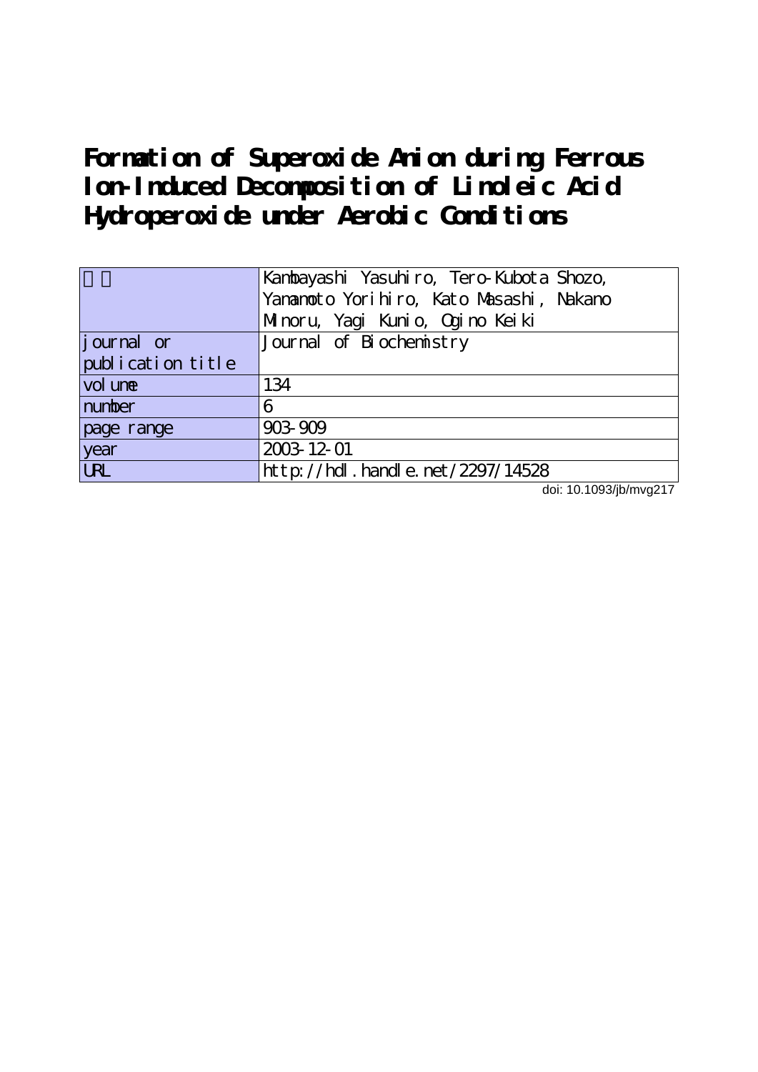# Formation of Superoxide Anion during Ferrous Ion-Induced Decomposition of Linoleic Acid Hydroperoxide under Aerobic Conditions

| 著者 | Kambayashi Yasuhiro, Tero-Kubota Shozo, Yamamoto Yorihiro, Kato Masashi, Nakano Minoru, Yagi Kunio, Ogino Keiki |
|---|---|
| journal or publication title | Journal of Biochemistry |
| volume | 134 |
| number | 6 |
| page range | 903-909 |
| year | 2003-12-01 |
| URL | http://hdl.handle.net/2297/14528 |

doi: 10.1093/jb/mvg217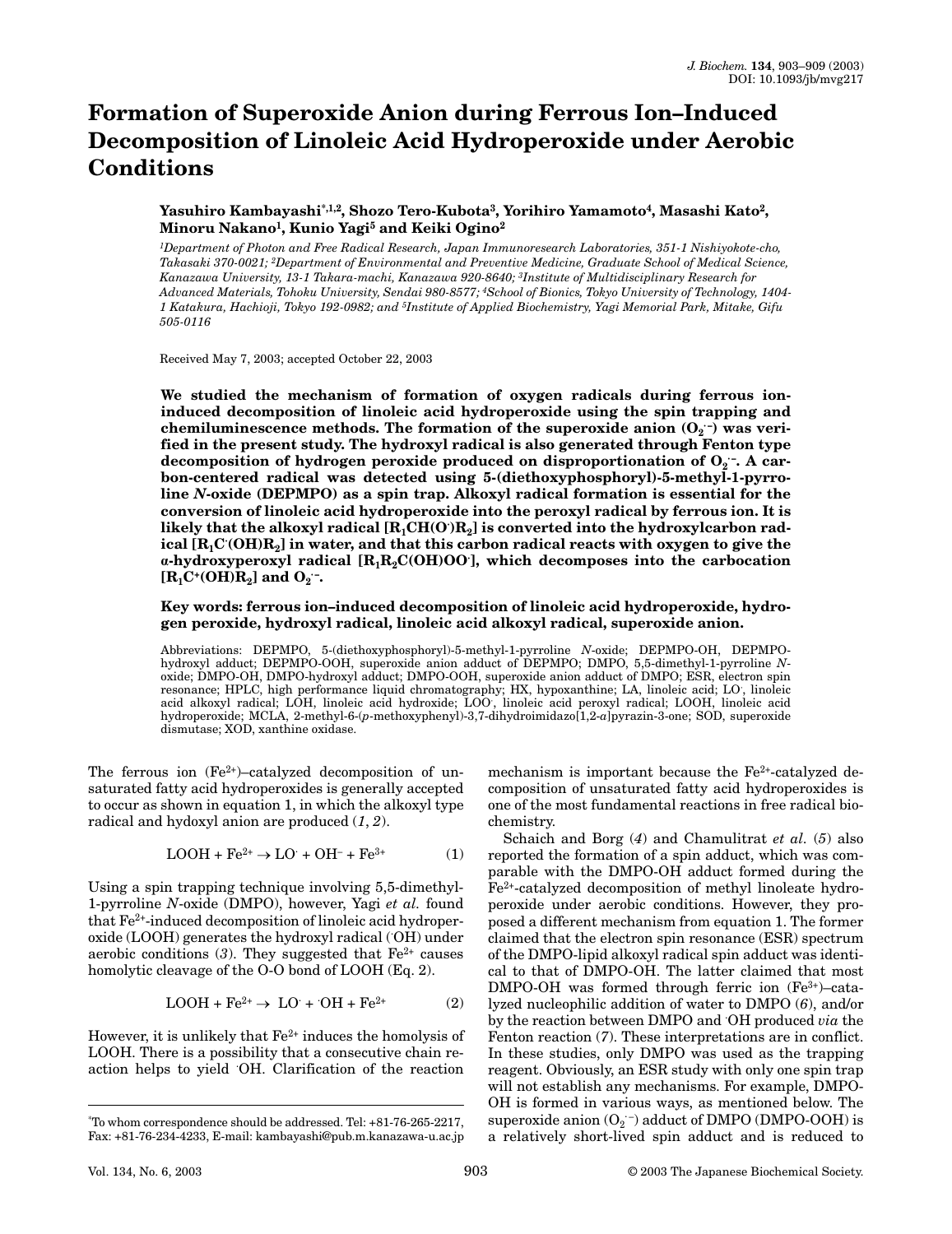# Formation of Superoxide Anion during Ferrous Ion–Induced Decomposition of Linoleic Acid Hydroperoxide under Aerobic Conditions

**Yasuhiro Kambayashi*[1,2], Shozo Tero-Kubota[3], Yorihiro Yamamoto[4], Masashi Kato[2], Minoru Nakano[1], Kunio Yagi[5] and Keiki Ogino[2]**

[1]Department of Photon and Free Radical Research, Japan Immunoresearch Laboratories, 351-1 Nishiyokote-cho, Takasaki 370-0021; [2]Department of Environmental and Preventive Medicine, Graduate School of Medical Science, Kanazawa University, 13-1 Takara-machi, Kanazawa 920-8640; [3]Institute of Multidisciplinary Research for Advanced Materials, Tohoku University, Sendai 980-8577; [4]School of Bionics, Tokyo University of Technology, 1404-1 Katakura, Hachioji, Tokyo 192-0982; and [5]Institute of Applied Biochemistry, Yagi Memorial Park, Mitake, Gifu 505-0116

Received May 7, 2003; accepted October 22, 2003

**We studied the mechanism of formation of oxygen radicals during ferrous ion-induced decomposition of linoleic acid hydroperoxide using the spin trapping and chemiluminescence methods. The formation of the superoxide anion ($O_2^{\cdot-}$) was verified in the present study. The hydroxyl radical is also generated through Fenton type decomposition of hydrogen peroxide produced on disproportionation of $O_2^{\cdot-}$. A carbon-centered radical was detected using 5-(diethoxyphosphoryl)-5-methyl-1-pyrroline *N*-oxide (DEPMPO) as a spin trap. Alkoxyl radical formation is essential for the conversion of linoleic acid hydroperoxide into the peroxyl radical by ferrous ion. It is likely that the alkoxyl radical [$R_1CH(O^{\cdot})R_2$] is converted into the hydroxylcarbon radical [$R_1C^{\cdot}(OH)R_2$] in water, and that this carbon radical reacts with oxygen to give the *α*-hydroxyperoxyl radical [$R_1R_2C(OH)OO^{\cdot}$], which decomposes into the carbocation [$R_1C^{+}(OH)R_2$] and $O_2^{\cdot-}$.**

**Key words: ferrous ion–induced decomposition of linoleic acid hydroperoxide, hydrogen peroxide, hydroxyl radical, linoleic acid alkoxyl radical, superoxide anion.**

Abbreviations: DEPMPO, 5-(diethoxyphosphoryl)-5-methyl-1-pyrroline *N*-oxide; DEPMPO-OH, DEPMPO-hydroxyl adduct; DEPMPO-OOH, superoxide anion adduct of DEPMPO; DMPO, 5,5-dimethyl-1-pyrroline *N*-oxide; DMPO-OH, DMPO-hydroxyl adduct; DMPO-OOH, superoxide anion adduct of DMPO; ESR, electron spin resonance; HPLC, high performance liquid chromatography; HX, hypoxanthine; LA, linoleic acid; $LO^{\cdot}$, linoleic acid alkoxyl radical; LOH, linoleic acid hydroxide; $LOO^{\cdot}$, linoleic acid peroxyl radical; LOOH, linoleic acid hydroperoxide; MCLA, 2-methyl-6-(*p*-methoxyphenyl)-3,7-dihydroimidazo[1,2-*a*]pyrazin-3-one; SOD, superoxide dismutase; XOD, xanthine oxidase.

The ferrous ion ($Fe^{2+}$)–catalyzed decomposition of unsaturated fatty acid hydroperoxides is generally accepted to occur as shown in equation 1, in which the alkoxyl type radical and hydoxyl anion are produced (*1*, *2*).

$$LOOH + Fe^{2+} \rightarrow LO^{\cdot} + OH^{-} + Fe^{3+} \quad (1)$$

Using a spin trapping technique involving 5,5-dimethyl-1-pyrroline *N*-oxide (DMPO), however, Yagi *et al.* found that $Fe^{2+}$-induced decomposition of linoleic acid hydroperoxide (LOOH) generates the hydroxyl radical ($^{\cdot}OH$) under aerobic conditions (*3*). They suggested that $Fe^{2+}$ causes homolytic cleavage of the O-O bond of LOOH (Eq. 2).

$$LOOH + Fe^{2+} \rightarrow LO^{\cdot} + {}^{\cdot}OH + Fe^{2+} \quad (2)$$

However, it is unlikely that $Fe^{2+}$ induces the homolysis of LOOH. There is a possibility that a consecutive chain reaction helps to yield $^{\cdot}OH$. Clarification of the reaction mechanism is important because the $Fe^{2+}$-catalyzed decomposition of unsaturated fatty acid hydroperoxides is one of the most fundamental reactions in free radical biochemistry.

Schaich and Borg (*4*) and Chamulitrat *et al.* (*5*) also reported the formation of a spin adduct, which was comparable with the DMPO-OH adduct formed during the $Fe^{2+}$-catalyzed decomposition of methyl linoleate hydroperoxide under aerobic conditions. However, they proposed a different mechanism from equation 1. The former claimed that the electron spin resonance (ESR) spectrum of the DMPO-lipid alkoxyl radical spin adduct was identical to that of DMPO-OH. The latter claimed that most DMPO-OH was formed through ferric ion ($Fe^{3+}$)–catalyzed nucleophilic addition of water to DMPO (*6*), and/or by the reaction between DMPO and $^{\cdot}OH$ produced *via* the Fenton reaction (*7*). These interpretations are in conflict. In these studies, only DMPO was used as the trapping reagent. Obviously, an ESR study with only one spin trap will not establish any mechanisms. For example, DMPO-OH is formed in various ways, as mentioned below. The superoxide anion ($O_2^{\cdot-}$) adduct of DMPO (DMPO-OOH) is a relatively short-lived spin adduct and is reduced to

*To whom correspondence should be addressed. Tel: +81-76-265-2217, Fax: +81-76-234-4233, E-mail: kambayashi@pub.m.kanazawa-u.ac.jp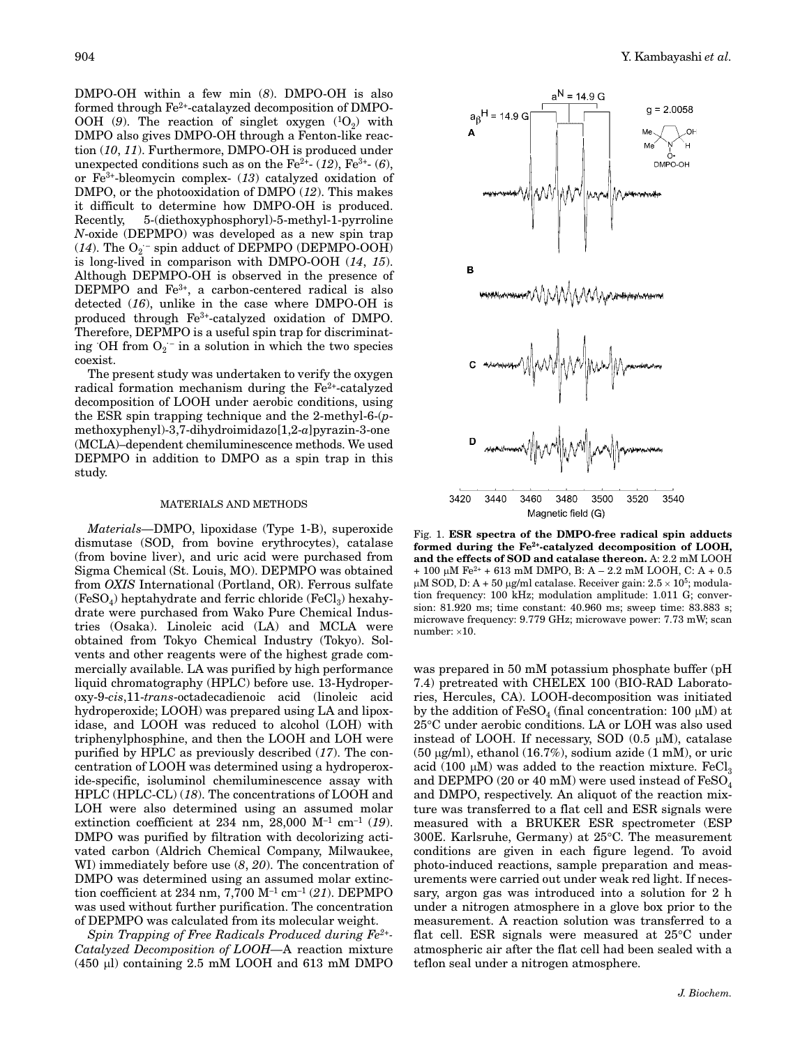DMPO-OH within a few min (*8*). DMPO-OH is also formed through $Fe^{2+}$-catalayzed decomposition of DMPO-OOH (*9*). The reaction of singlet oxygen ($^1O_2$) with DMPO also gives DMPO-OH through a Fenton-like reaction (*10*, *11*). Furthermore, DMPO-OH is produced under unexpected conditions such as on the $Fe^{2+}$- (*12*), $Fe^{3+}$- (*6*), or $Fe^{3+}$-bleomycin complex- (*13*) catalyzed oxidation of DMPO, or the photooxidation of DMPO (*12*). This makes it difficult to determine how DMPO-OH is produced. Recently, 5-(diethoxyphosphoryl)-5-methyl-1-pyrroline *N*-oxide (DEPMPO) was developed as a new spin trap (*14*). The $O_2^{\cdot-}$ spin adduct of DEPMPO (DEPMPO-OOH) is long-lived in comparison with DMPO-OOH (*14*, *15*). Although DEPMPO-OH is observed in the presence of DEPMPO and $Fe^{3+}$, a carbon-centered radical is also detected (*16*), unlike in the case where DMPO-OH is produced through $Fe^{3+}$-catalyzed oxidation of DMPO. Therefore, DEPMPO is a useful spin trap for discriminating $^{\cdot}OH$ from $O_2^{\cdot-}$ in a solution in which the two species coexist.

The present study was undertaken to verify the oxygen radical formation mechanism during the $Fe^{2+}$-catalyzed decomposition of LOOH under aerobic conditions, using the ESR spin trapping technique and the 2-methyl-6-(*p*-methoxyphenyl)-3,7-dihydroimidazo[1,2-*a*]pyrazin-3-one (MCLA)–dependent chemiluminescence methods. We used DEPMPO in addition to DMPO as a spin trap in this study.

## MATERIALS AND METHODS

*Materials*—DMPO, lipoxidase (Type 1-B), superoxide dismutase (SOD, from bovine erythrocytes), catalase (from bovine liver), and uric acid were purchased from Sigma Chemical (St. Louis, MO). DEPMPO was obtained from *OXIS* International (Portland, OR). Ferrous sulfate ($FeSO_4$) heptahydrate and ferric chloride ($FeCl_3$) hexahydrate were purchased from Wako Pure Chemical Industries (Osaka). Linoleic acid (LA) and MCLA were obtained from Tokyo Chemical Industry (Tokyo). Solvents and other reagents were of the highest grade commercially available. LA was purified by high performance liquid chromatography (HPLC) before use. 13-Hydroperoxy-9-*cis*,11-*trans*-octadecadienoic acid (linoleic acid hydroperoxide; LOOH) was prepared using LA and lipoxidase, and LOOH was reduced to alcohol (LOH) with triphenylphosphine, and then the LOOH and LOH were purified by HPLC as previously described (*17*). The concentration of LOOH was determined using a hydroperoxide-specific, isoluminol chemiluminescence assay with HPLC (HPLC-CL) (*18*). The concentrations of LOOH and LOH were also determined using an assumed molar extinction coefficient at 234 nm, 28,000 $M^{-1}$ $cm^{-1}$ (*19*). DMPO was purified by filtration with decolorizing activated carbon (Aldrich Chemical Company, Milwaukee, WI) immediately before use (*8*, *20*). The concentration of DMPO was determined using an assumed molar extinction coefficient at 234 nm, 7,700 $M^{-1}$ $cm^{-1}$ (*21*). DEPMPO was used without further purification. The concentration of DEPMPO was calculated from its molecular weight.

*Spin Trapping of Free Radicals Produced during $Fe^{2+}$-Catalyzed Decomposition of LOOH*—A reaction mixture (450 μl) containing 2.5 mM LOOH and 613 mM DMPO was prepared in 50 mM potassium phosphate buffer (pH 7.4) pretreated with CHELEX 100 (BIO-RAD Laboratories, Hercules, CA). LOOH-decomposition was initiated by the addition of $FeSO_4$ (final concentration: 100 μM) at 25°C under aerobic conditions. LA or LOH was also used instead of LOOH. If necessary, SOD (0.5 μM), catalase (50 μg/ml), ethanol (16.7%), sodium azide (1 mM), or uric acid (100 μM) was added to the reaction mixture. $FeCl_3$ and DEPMPO (20 or 40 mM) were used instead of $FeSO_4$ and DMPO, respectively. An aliquot of the reaction mixture was transferred to a flat cell and ESR signals were measured with a BRUKER ESR spectrometer (ESP 300E. Karlsruhe, Germany) at 25°C. The measurement conditions are given in each figure legend. To avoid photo-induced reactions, sample preparation and measurements were carried out under weak red light. If necessary, argon gas was introduced into a solution for 2 h under a nitrogen atmosphere in a glove box prior to the measurement. A reaction solution was transferred to a flat cell. ESR signals were measured at 25°C under atmospheric air after the flat cell had been sealed with a teflon seal under a nitrogen atmosphere.

Fig. 1. **ESR spectra of the DMPO-free radical spin adducts formed during the $Fe^{2+}$-catalyzed decomposition of LOOH, and the effects of SOD and catalase thereon.** A: 2.2 mM LOOH + 100 μM $Fe^{2+}$ + 613 mM DMPO, B: A – 2.2 mM LOOH, C: A + 0.5 μM SOD, D: A + 50 μg/ml catalase. Receiver gain: $2.5 \times 10^5$; modulation frequency: 100 kHz; modulation amplitude: 1.011 G; conversion: 81.920 ms; time constant: 40.960 ms; sweep time: 83.883 s; microwave frequency: 9.779 GHz; microwave power: 7.73 mW; scan number: ×10.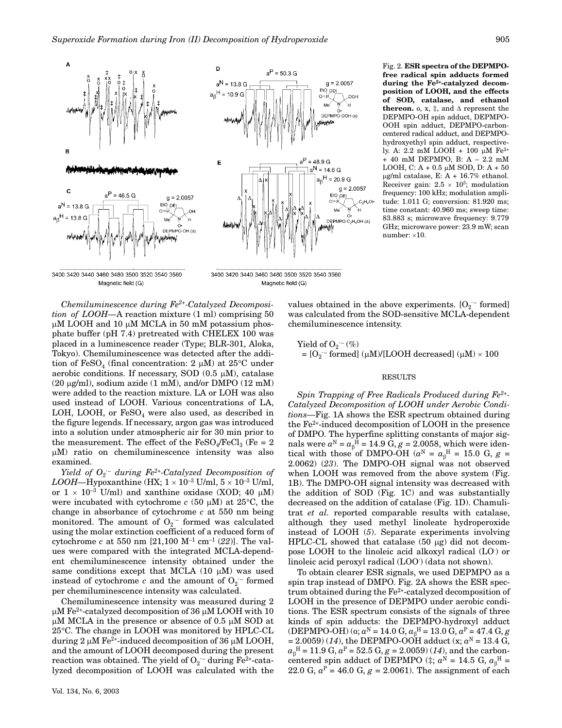Fig. 2. **ESR spectra of the DEPMPO-free radical spin adducts formed during the $Fe^{2+}$-catalyzed decomposition of LOOH, and the effects of SOD, catalase, and ethanol thereon.** o, x, ‡, and Δ represent the DEPMPO-OH spin adduct, DEPMPO-OOH spin adduct, DEPMPO-carbon-centered radical adduct, and DEPMPO-hydroxyethyl spin adduct, respectively. A: 2.2 mM LOOH + 100 μM $Fe^{2+}$ + 40 mM DEPMPO, B: A – 2.2 mM LOOH, C: A + 0.5 μM SOD, D: A + 50 μg/ml catalase, E: A + 16.7% ethanol. Receiver gain: $2.5 \times 10^5$; modulation frequency: 100 kHz; modulation amplitude: 1.011 G; conversion: 81.920 ms; time constant: 40.960 ms; sweep time: 83.883 s; microwave frequency: 9.779 GHz; microwave power: 23.9 mW; scan number: ×10.

*Chemiluminescence during $Fe^{2+}$-Catalyzed Decomposition of LOOH*—A reaction mixture (1 ml) comprising 50 μM LOOH and 10 μM MCLA in 50 mM potassium phosphate buffer (pH 7.4) pretreated with CHELEX 100 was placed in a luminescence reader (Type; BLR-301, Aloka, Tokyo). Chemiluminescence was detected after the addition of $FeSO_4$ (final concentration: 2 μM) at 25°C under aerobic conditions. If necessary, SOD (0.5 μM), catalase (20 μg/ml), sodium azide (1 mM), and/or DMPO (12 mM) were added to the reaction mixture. LA or LOH was also used instead of LOOH. Various concentrations of LA, LOH, LOOH, or $FeSO_4$ were also used, as described in the figure legends. If necessary, argon gas was introduced into a solution under atmospheric air for 30 min prior to the measurement. The effect of the $FeSO_4$/$FeCl_3$ (Fe = 2 μM) ratio on chemiluminescence intensity was also examined.

*Yield of $O_2^{\cdot -}$ during $Fe^{2+}$-Catalyzed Decomposition of LOOH*—Hypoxanthine (HX; $1 \times 10^{-3}$ U/ml, $5 \times 10^{-3}$ U/ml, or $1 \times 10^{-3}$ U/ml) and xanthine oxidase (XOD; 40 μM) were incubated with cytochrome *c* (50 μM) at 25°C, the change in absorbance of cytochrome *c* at 550 nm being monitored. The amount of $O_2^{\cdot -}$ formed was calculated using the molar extinction coefficient of a reduced form of cytochrome *c* at 550 nm [21,100 $M^{-1}$ $cm^{-1}$ (*22*)]. The values were compared with the integrated MCLA-dependent chemiluminescence intensity obtained under the same conditions except that MCLA (10 μM) was used instead of cytochrome *c* and the amount of $O_2^{\cdot -}$ formed per chemiluminescence intensity was calculated.

Chemiluminescence intensity was measured during 2 μM $Fe^{2+}$-catalyzed decomposition of 36 μM LOOH with 10 μM MCLA in the presence or absence of 0.5 μM SOD at 25°C. The change in LOOH was monitored by HPLC-CL during 2 μM $Fe^{2+}$-induced decomposition of 36 μM LOOH, and the amount of LOOH decomposed during the present reaction was obtained. The yield of $O_2^{\cdot -}$ during $Fe^{2+}$-catalyzed decomposition of LOOH was calculated with the values obtained in the above experiments. [$O_2^{\cdot -}$ formed] was calculated from the SOD-sensitive MCLA-dependent chemiluminescence intensity.

$$\text{Yield of } O_2^{\cdot -} (\%) = [O_2^{\cdot -} \text{ formed}]\ (\mu M)/[\text{LOOH decreased}]\ (\mu M) \times 100$$

## RESULTS

*Spin Trapping of Free Radicals Produced during $Fe^{2+}$-Catalyzed Decomposition of LOOH under Aerobic Conditions*—Fig. 1A shows the ESR spectrum obtained during the $Fe^{2+}$-induced decomposition of LOOH in the presence of DMPO. The hyperfine splitting constants of major signals were $a^N = a_\beta^H = 14.9$ G, $g = 2.0058$, which were identical with those of DMPO-OH ($a^N = a_\beta^H = 15.0$ G, $g = 2.0062$) (*23*). The DMPO-OH signal was not observed when LOOH was removed from the above system (Fig. 1B). The DMPO-OH signal intensity was decreased with the addition of SOD (Fig. 1C) and was substantially decreased on the addition of catalase (Fig. 1D). Chamulitrat *et al.* reported comparable results with catalase, although they used methyl linoleate hydroperoxide instead of LOOH (*5*). Separate experiments involving HPLC-CL showed that catalase (50 μg) did not decompose LOOH to the linoleic acid alkoxyl radical (LO$^\cdot$) or linoleic acid peroxyl radical (LOO$^\cdot$) (data not shown).

To obtain clearer ESR signals, we used DEPMPO as a spin trap instead of DMPO. Fig. 2A shows the ESR spectrum obtained during the $Fe^{2+}$-catalyzed decomposition of LOOH in the presence of DEPMPO under aerobic conditions. The ESR spectrum consists of the signals of three kinds of spin adducts: the DEPMPO-hydroxyl adduct (DEPMPO-OH) (o; $a^N = 14.0$ G, $a_\beta^H = 13.0$ G, $a^P = 47.4$ G, $g = 2.0059$) (*14*), the DEPMPO-OOH adduct (x; $a^N = 13.4$ G, $a_\beta^H = 11.9$ G, $a^P = 52.5$ G, $g = 2.0059$) (*14*), and the carbon-centered spin adduct of DEPMPO (‡; $a^N = 14.5$ G, $a_\beta^H = 22.0$ G, $a^P = 46.0$ G, $g = 2.0061$). The assignment of each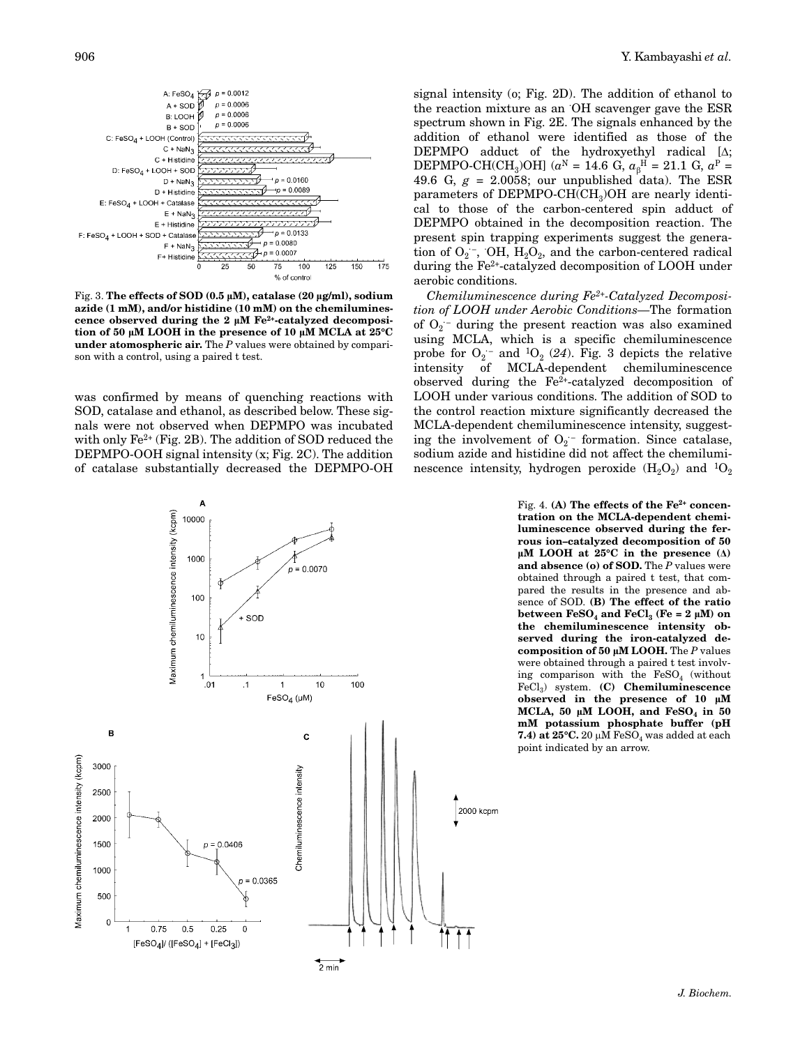Fig. 3. **The effects of SOD (0.5 μM), catalase (20 μg/ml), sodium azide (1 mM), and/or histidine (10 mM) on the chemiluminescence observed during the 2 μM $Fe^{2+}$-catalyzed decomposition of 50 μM LOOH in the presence of 10 μM MCLA at 25°C under atmospheric air.** The *P* values were obtained by comparison with a control, using a paired t test.

was confirmed by means of quenching reactions with SOD, catalase and ethanol, as described below. These signals were not observed when DEPMPO was incubated with only $Fe^{2+}$ (Fig. 2B). The addition of SOD reduced the DEPMPO-OOH signal intensity (x; Fig. 2C). The addition of catalase substantially decreased the DEPMPO-OH signal intensity (o; Fig. 2D). The addition of ethanol to the reaction mixture as an $^{\cdot}OH$ scavenger gave the ESR spectrum shown in Fig. 2E. The signals enhanced by the addition of ethanol were identified as those of the DEPMPO adduct of the hydroxyethyl radical [Δ; DEPMPO-CH($CH_3$)OH] ($a^N$ = 14.6 G, $a_\beta^H$ = 21.1 G, $a^P$ = 49.6 G, *g* = 2.0058; our unpublished data). The ESR parameters of DEPMPO-CH($CH_3$)OH are nearly identical to those of the carbon-centered spin adduct of DEPMPO obtained in the decomposition reaction. The present spin trapping experiments suggest the generation of $O_2^{\cdot-}$, $^{\cdot}OH$, $H_2O_2$, and the carbon-centered radical during the $Fe^{2+}$-catalyzed decomposition of LOOH under aerobic conditions.

*Chemiluminescence during $Fe^{2+}$-Catalyzed Decomposition of LOOH under Aerobic Conditions*—The formation of $O_2^{\cdot-}$ during the present reaction was also examined using MCLA, which is a specific chemiluminescence probe for $O_2^{\cdot-}$ and $^1O_2$ (*24*). Fig. 3 depicts the relative intensity of MCLA-dependent chemiluminescence observed during the $Fe^{2+}$-catalyzed decomposition of LOOH under various conditions. The addition of SOD to the control reaction mixture significantly decreased the MCLA-dependent chemiluminescence intensity, suggesting the involvement of $O_2^{\cdot-}$ formation. Since catalase, sodium azide and histidine did not affect the chemiluminescence intensity, hydrogen peroxide ($H_2O_2$) and $^1O_2$

Fig. 4. **(A) The effects of the $Fe^{2+}$ concentration on the MCLA-dependent chemiluminescence observed during the ferrous ion–catalyzed decomposition of 50 μM LOOH at 25°C in the presence (Δ) and absence (o) of SOD.** The *P* values were obtained through a paired t test, that compared the results in the presence and absence of SOD. **(B) The effect of the ratio between $FeSO_4$ and $FeCl_3$ (Fe = 2 μM) on the chemiluminescence intensity observed during the iron-catalyzed decomposition of 50 μM LOOH.** The *P* values were obtained through a paired t test involving comparison with the $FeSO_4$ (without $FeCl_3$) system. **(C) Chemiluminescence observed in the presence of 10 μM MCLA, 50 μM LOOH, and $FeSO_4$ in 50 mM potassium phosphate buffer (pH 7.4) at 25°C.** 20 μM $FeSO_4$ was added at each point indicated by an arrow.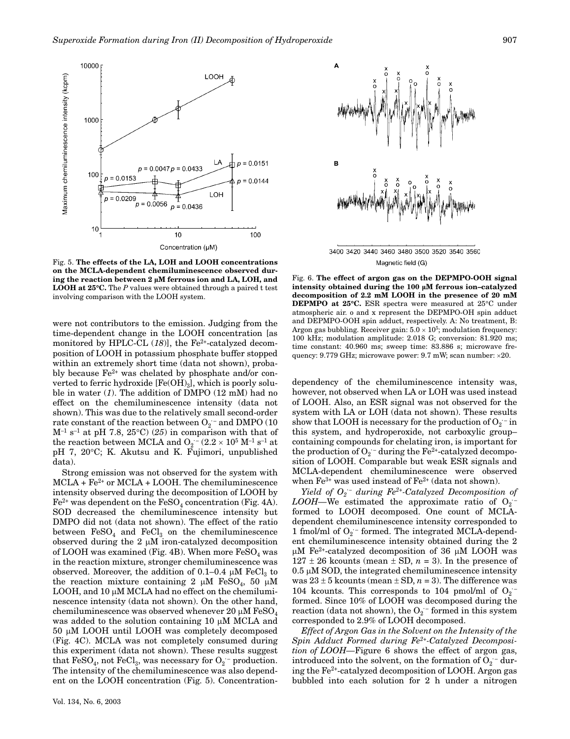Fig. 5. **The effects of the LA, LOH and LOOH concentrations on the MCLA-dependent chemiluminescence observed during the reaction between 2 μM ferrous ion and LA, LOH, and LOOH at 25°C.** The *P* values were obtained through a paired t test involving comparison with the LOOH system.

were not contributors to the emission. Judging from the time-dependent change in the LOOH concentration [as monitored by HPLC-CL (*18*)], the $Fe^{2+}$-catalyzed decomposition of LOOH in potassium phosphate buffer stopped within an extremely short time (data not shown), probably because $Fe^{2+}$ was chelated by phosphate and/or converted to ferric hydroxide [$Fe(OH)_3$], which is poorly soluble in water (*1*). The addition of DMPO (12 mM) had no effect on the chemiluminescence intensity (data not shown). This was due to the relatively small second-order rate constant of the reaction between $O_2^{\cdot -}$ and DMPO (10 $M^{-1}$ $s^{-1}$ at pH 7.8, 25°C) (*25*) in comparison with that of the reaction between MCLA and $O_2^{\cdot -}$ ($2.2 \times 10^5$ $M^{-1}$ $s^{-1}$ at pH 7, 20°C; K. Akutsu and K. Fujimori, unpublished data).

Strong emission was not observed for the system with MCLA + $Fe^{2+}$ or MCLA + LOOH. The chemiluminescence intensity observed during the decomposition of LOOH by $Fe^{2+}$ was dependent on the $FeSO_4$ concentration (Fig. 4A). SOD decreased the chemiluminescence intensity but DMPO did not (data not shown). The effect of the ratio between $FeSO_4$ and $FeCl_3$ on the chemiluminescence observed during the 2 μM iron-catalyzed decomposition of LOOH was examined (Fig. 4B). When more $FeSO_4$ was in the reaction mixture, stronger chemiluminescence was observed. Moreover, the addition of 0.1–0.4 μM $FeCl_3$ to the reaction mixture containing 2 μM $FeSO_4$, 50 μM LOOH, and 10 μM MCLA had no effect on the chemiluminescence intensity (data not shown). On the other hand, chemiluminescence was observed whenever 20 μM $FeSO_4$ was added to the solution containing 10 μM MCLA and 50 μM LOOH until LOOH was completely decomposed (Fig. 4C). MCLA was not completely consumed during this experiment (data not shown). These results suggest that $FeSO_4$, not $FeCl_3$, was necessary for $O_2^{\cdot -}$ production. The intensity of the chemiluminescence was also dependent on the LOOH concentration (Fig. 5). Concentration-dependency of the chemiluminescence intensity was, however, not observed when LA or LOH was used instead of LOOH. Also, an ESR signal was not observed for the system with LA or LOH (data not shown). These results show that LOOH is necessary for the production of $O_2^{\cdot -}$ in this system, and hydroperoxide, not carboxylic group–containing compounds for chelating iron, is important for the production of $O_2^{\cdot -}$ during the $Fe^{2+}$-catalyzed decomposition of LOOH. Comparable but weak ESR signals and MCLA-dependent chemiluminescence were observed when $Fe^{3+}$ was used instead of $Fe^{2+}$ (data not shown).

Fig. 6. **The effect of argon gas on the DEPMPO-OOH signal intensity obtained during the 100 μM ferrous ion–catalyzed decomposition of 2.2 mM LOOH in the presence of 20 mM DEPMPO at 25°C.** ESR spectra were measured at 25°C under atmospheric air. o and x represent the DEPMPO-OH spin adduct and DEPMPO-OOH spin adduct, respectively. A: No treatment, B: Argon gas bubbling. Receiver gain: $5.0 \times 10^5$; modulation frequency: 100 kHz; modulation amplitude: 2.018 G; conversion: 81.920 ms; time constant: 40.960 ms; sweep time: 83.886 s; microwave frequency: 9.779 GHz; microwave power: 9.7 mW; scan number: ×20.

*Yield of $O_2^{\cdot -}$ during $Fe^{2+}$-Catalyzed Decomposition of LOOH*—We estimated the approximate ratio of $O_2^{\cdot -}$ formed to LOOH decomposed. One count of MCLA-dependent chemiluminescence intensity corresponded to 1 fmol/ml of $O_2^{\cdot -}$ formed. The integrated MCLA-dependent chemiluminescence intensity obtained during the 2 μM $Fe^{2+}$-catalyzed decomposition of 36 μM LOOH was 127 ± 26 kcounts (mean ± SD, $n = 3$). In the presence of 0.5 μM SOD, the integrated chemiluminescence intensity was 23 ± 5 kcounts (mean ± SD, $n = 3$). The difference was 104 kcounts. This corresponds to 104 pmol/ml of $O_2^{\cdot -}$ formed. Since 10% of LOOH was decomposed during the reaction (data not shown), the $O_2^{\cdot -}$ formed in this system corresponded to 2.9% of LOOH decomposed.

*Effect of Argon Gas in the Solvent on the Intensity of the Spin Adduct Formed during $Fe^{2+}$-Catalyzed Decomposition of LOOH*—Figure 6 shows the effect of argon gas, introduced into the solvent, on the formation of $O_2^{\cdot -}$ during the $Fe^{2+}$-catalyzed decomposition of LOOH. Argon gas bubbled into each solution for 2 h under a nitrogen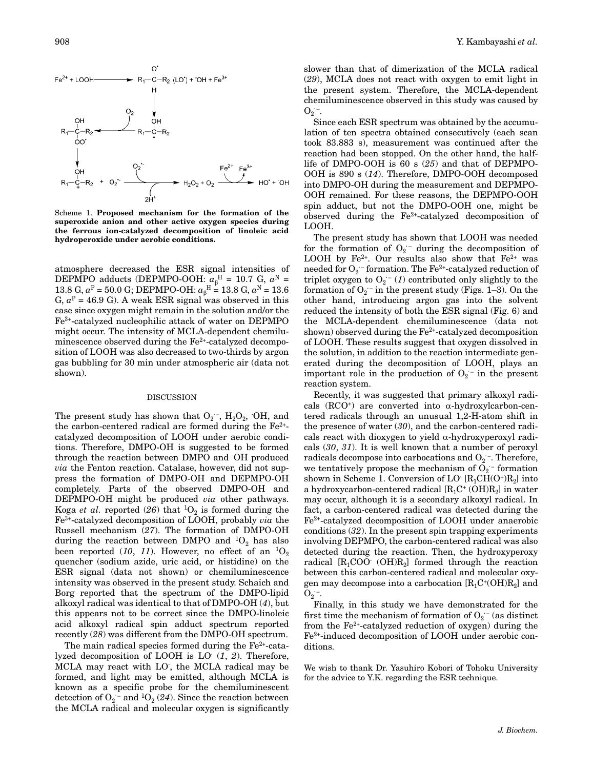Scheme 1. **Proposed mechanism for the formation of the superoxide anion and other active oxygen species during the ferrous ion-catalyzed decomposition of linoleic acid hydroperoxide under aerobic conditions.**

atmosphere decreased the ESR signal intensities of DEPMPO adducts (DEPMPO-OOH: $a_\beta^H$ = 10.7 G, $a^N$ = 13.8 G, $a^P$ = 50.0 G; DEPMPO-OH: $a_\beta^H$ = 13.8 G, $a^N$ = 13.6 G, $a^P$ = 46.9 G). A weak ESR signal was observed in this case since oxygen might remain in the solution and/or the $Fe^{3+}$-catalyzed nucleophilic attack of water on DEPMPO might occur. The intensity of MCLA-dependent chemiluminescence observed during the $Fe^{2+}$-catalyzed decomposition of LOOH was also decreased to two-thirds by argon gas bubbling for 30 min under atmospheric air (data not shown).

## DISCUSSION

The present study has shown that $O_2^{\cdot-}$, $H_2O_2$, $^{\cdot}OH$, and the carbon-centered radical are formed during the $Fe^{2+}$-catalyzed decomposition of LOOH under aerobic conditions. Therefore, DMPO-OH is suggested to be formed through the reaction between DMPO and $^{\cdot}OH$ produced *via* the Fenton reaction. Catalase, however, did not suppress the formation of DMPO-OH and DEPMPO-OH completely. Parts of the observed DMPO-OH and DEPMPO-OH might be produced *via* other pathways. Koga *et al.* reported (*26*) that $^1O_2$ is formed during the $Fe^{3+}$-catalyzed decomposition of LOOH, probably *via* the Russell mechanism (*27*). The formation of DMPO-OH during the reaction between DMPO and $^1O_2$ has also been reported (*10*, *11*). However, no effect of an $^1O_2$ quencher (sodium azide, uric acid, or histidine) on the ESR signal (data not shown) or chemiluminescence intensity was observed in the present study. Schaich and Borg reported that the spectrum of the DMPO-lipid alkoxyl radical was identical to that of DMPO-OH (*4*), but this appears not to be correct since the DMPO-linoleic acid alkoxyl radical spin adduct spectrum reported recently (*28*) was different from the DMPO-OH spectrum.

The main radical species formed during the $Fe^{2+}$-catalyzed decomposition of LOOH is $LO^{\cdot}$ (*1*, *2*). Therefore, MCLA may react with $LO^{\cdot}$, the MCLA radical may be formed, and light may be emitted, although MCLA is known as a specific probe for the chemiluminescent detection of $O_2^{\cdot-}$ and $^1O_2$ (*24*). Since the reaction between the MCLA radical and molecular oxygen is significantly slower than that of dimerization of the MCLA radical (*29*), MCLA does not react with oxygen to emit light in the present system. Therefore, the MCLA-dependent chemiluminescence observed in this study was caused by $O_2^{\cdot-}$.

Since each ESR spectrum was obtained by the accumulation of ten spectra obtained consecutively (each scan took 83.883 s), measurement was continued after the reaction had been stopped. On the other hand, the half-life of DMPO-OOH is 60 s (*25*) and that of DEPMPO-OOH is 890 s (*14*). Therefore, DMPO-OOH decomposed into DMPO-OH during the measurement and DEPMPO-OOH remained. For these reasons, the DEPMPO-OOH spin adduct, but not the DMPO-OOH one, might be observed during the $Fe^{2+}$-catalyzed decomposition of LOOH.

The present study has shown that LOOH was needed for the formation of $O_2^{\cdot-}$ during the decomposition of LOOH by $Fe^{2+}$. Our results also show that $Fe^{2+}$ was needed for $O_2^{\cdot-}$ formation. The $Fe^{2+}$-catalyzed reduction of triplet oxygen to $O_2^{\cdot-}$ (*1*) contributed only slightly to the formation of $O_2^{\cdot-}$ in the present study (Figs. 1–3). On the other hand, introducing argon gas into the solvent reduced the intensity of both the ESR signal (Fig. 6) and the MCLA-dependent chemiluminescence (data not shown) observed during the $Fe^{2+}$-catalyzed decomposition of LOOH. These results suggest that oxygen dissolved in the solution, in addition to the reaction intermediate generated during the decomposition of LOOH, plays an important role in the production of $O_2^{\cdot-}$ in the present reaction system.

Recently, it was suggested that primary alkoxyl radicals ($RCO^{\cdot}$) are converted into α-hydroxylcarbon-centered radicals through an unusual 1,2-H-atom shift in the presence of water (*30*), and the carbon-centered radicals react with dioxygen to yield α-hydroxyperoxyl radicals (*30*, *31*). It is well known that a number of peroxyl radicals decompose into carbocations and $O_2^{\cdot-}$. Therefore, we tentatively propose the mechanism of $O_2^{\cdot-}$ formation shown in Scheme 1. Conversion of $LO^{\cdot}$ [$R_1CH(O^{\cdot})R_2$] into a hydroxycarbon-centered radical [$R_1C^{\cdot}(OH)R_2$] in water may occur, although it is a secondary alkoxyl radical. In fact, a carbon-centered radical was detected during the $Fe^{2+}$-catalyzed decomposition of LOOH under anaerobic conditions (*32*). In the present spin trapping experiments involving DEPMPO, the carbon-centered radical was also detected during the reaction. Then, the hydroxyperoxy radical [$R_1COO^{\cdot}(OH)R_2$] formed through the reaction between this carbon-centered radical and molecular oxygen may decompose into a carbocation [$R_1C^{+}(OH)R_2$] and $O_2^{\cdot-}$.

Finally, in this study we have demonstrated for the first time the mechanism of formation of $O_2^{\cdot-}$ (as distinct from the $Fe^{2+}$-catalyzed reduction of oxygen) during the $Fe^{2+}$-induced decomposition of LOOH under aerobic conditions.

We wish to thank Dr. Yasuhiro Kobori of Tohoku University for the advice to Y.K. regarding the ESR technique.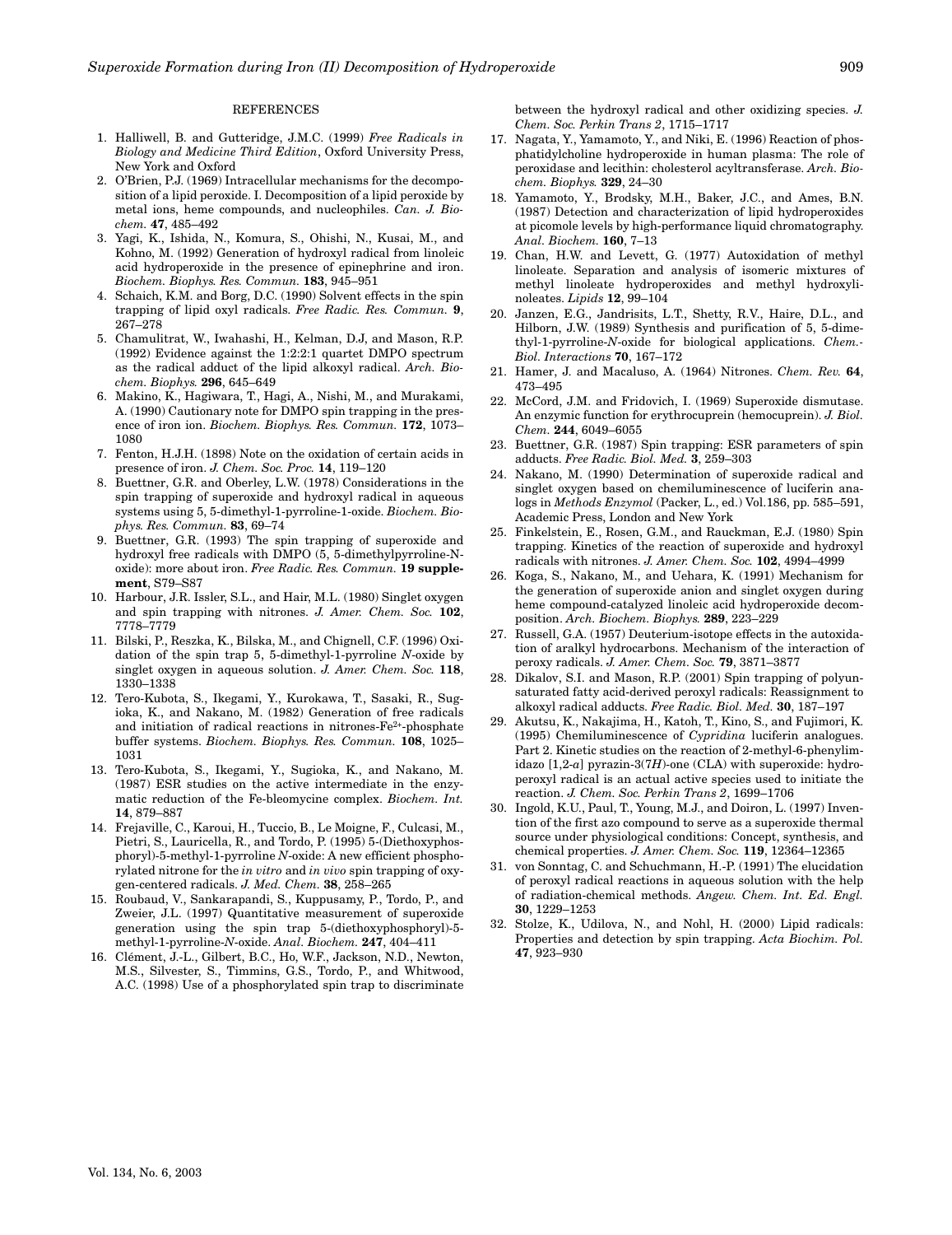## REFERENCES

1. Halliwell, B. and Gutteridge, J.M.C. (1999) *Free Radicals in Biology and Medicine Third Edition*, Oxford University Press, New York and Oxford
2. O'Brien, P.J. (1969) Intracellular mechanisms for the decomposition of a lipid peroxide. I. Decomposition of a lipid peroxide by metal ions, heme compounds, and nucleophiles. *Can. J. Biochem.* **47**, 485–492
3. Yagi, K., Ishida, N., Komura, S., Ohishi, N., Kusai, M., and Kohno, M. (1992) Generation of hydroxyl radical from linoleic acid hydroperoxide in the presence of epinephrine and iron. *Biochem. Biophys. Res. Commun.* **183**, 945–951
4. Schaich, K.M. and Borg, D.C. (1990) Solvent effects in the spin trapping of lipid oxyl radicals. *Free Radic. Res. Commun.* **9**, 267–278
5. Chamulitrat, W., Iwahashi, H., Kelman, D.J, and Mason, R.P. (1992) Evidence against the 1:2:2:1 quartet DMPO spectrum as the radical adduct of the lipid alkoxyl radical. *Arch. Biochem. Biophys.* **296**, 645–649
6. Makino, K., Hagiwara, T., Hagi, A., Nishi, M., and Murakami, A. (1990) Cautionary note for DMPO spin trapping in the presence of iron ion. *Biochem. Biophys. Res. Commun.* **172**, 1073–1080
7. Fenton, H.J.H. (1898) Note on the oxidation of certain acids in presence of iron. *J. Chem. Soc. Proc.* **14**, 119–120
8. Buettner, G.R. and Oberley, L.W. (1978) Considerations in the spin trapping of superoxide and hydroxyl radical in aqueous systems using 5, 5-dimethyl-1-pyrroline-1-oxide. *Biochem. Biophys. Res. Commun.* **83**, 69–74
9. Buettner, G.R. (1993) The spin trapping of superoxide and hydroxyl free radicals with DMPO (5, 5-dimethylpyrroline-N-oxide): more about iron. *Free Radic. Res. Commun.* **19 supplement**, S79–S87
10. Harbour, J.R. Issler, S.L., and Hair, M.L. (1980) Singlet oxygen and spin trapping with nitrones. *J. Amer. Chem. Soc.* **102**, 7778–7779
11. Bilski, P., Reszka, K., Bilska, M., and Chignell, C.F. (1996) Oxidation of the spin trap 5, 5-dimethyl-1-pyrroline *N*-oxide by singlet oxygen in aqueous solution. *J. Amer. Chem. Soc.* **118**, 1330–1338
12. Tero-Kubota, S., Ikegami, Y., Kurokawa, T., Sasaki, R., Sugioka, K., and Nakano, M. (1982) Generation of free radicals and initiation of radical reactions in nitrones-$Fe^{2+}$-phosphate buffer systems. *Biochem. Biophys. Res. Commun.* **108**, 1025–1031
13. Tero-Kubota, S., Ikegami, Y., Sugioka, K., and Nakano, M. (1987) ESR studies on the active intermediate in the enzymatic reduction of the Fe-bleomycine complex. *Biochem. Int.* **14**, 879–887
14. Frejaville, C., Karoui, H., Tuccio, B., Le Moigne, F., Culcasi, M., Pietri, S., Lauricella, R., and Tordo, P. (1995) 5-(Diethoxyphosphoryl)-5-methyl-1-pyrroline *N*-oxide: A new efficient phosphorylated nitrone for the *in vitro* and *in vivo* spin trapping of oxygen-centered radicals. *J. Med. Chem.* **38**, 258–265
15. Roubaud, V., Sankarapandi, S., Kuppusamy, P., Tordo, P., and Zweier, J.L. (1997) Quantitative measurement of superoxide generation using the spin trap 5-(diethoxyphosphoryl)-5-methyl-1-pyrroline-*N*-oxide. *Anal. Biochem.* **247**, 404–411
16. Clément, J.-L., Gilbert, B.C., Ho, W.F., Jackson, N.D., Newton, M.S., Silvester, S., Timmins, G.S., Tordo, P., and Whitwood, A.C. (1998) Use of a phosphorylated spin trap to discriminate between the hydroxyl radical and other oxidizing species. *J. Chem. Soc. Perkin Trans 2*, 1715–1717
17. Nagata, Y., Yamamoto, Y., and Niki, E. (1996) Reaction of phosphatidylcholine hydroperoxide in human plasma: The role of peroxidase and lecithin: cholesterol acyltransferase. *Arch. Biochem. Biophys.* **329**, 24–30
18. Yamamoto, Y., Brodsky, M.H., Baker, J.C., and Ames, B.N. (1987) Detection and characterization of lipid hydroperoxides at picomole levels by high-performance liquid chromatography. *Anal. Biochem.* **160**, 7–13
19. Chan, H.W. and Levett, G. (1977) Autoxidation of methyl linoleate. Separation and analysis of isomeric mixtures of methyl linoleate hydroperoxides and methyl hydroxylinoleates. *Lipids* **12**, 99–104
20. Janzen, E.G., Jandrisits, L.T., Shetty, R.V., Haire, D.L., and Hilborn, J.W. (1989) Synthesis and purification of 5, 5-dimethyl-1-pyrroline-*N*-oxide for biological applications. *Chem.-Biol. Interactions* **70**, 167–172
21. Hamer, J. and Macaluso, A. (1964) Nitrones. *Chem. Rev.* **64**, 473–495
22. McCord, J.M. and Fridovich, I. (1969) Superoxide dismutase. An enzymic function for erythrocuprein (hemocuprein). *J. Biol. Chem.* **244**, 6049–6055
23. Buettner, G.R. (1987) Spin trapping: ESR parameters of spin adducts. *Free Radic. Biol. Med.* **3**, 259–303
24. Nakano, M. (1990) Determination of superoxide radical and singlet oxygen based on chemiluminescence of luciferin analogs in *Methods Enzymol* (Packer, L., ed.) Vol.186, pp. 585–591, Academic Press, London and New York
25. Finkelstein, E., Rosen, G.M., and Rauckman, E.J. (1980) Spin trapping. Kinetics of the reaction of superoxide and hydroxyl radicals with nitrones. *J. Amer. Chem. Soc.* **102**, 4994–4999
26. Koga, S., Nakano, M., and Uehara, K. (1991) Mechanism for the generation of superoxide anion and singlet oxygen during heme compound-catalyzed linoleic acid hydroperoxide decomposition. *Arch. Biochem. Biophys.* **289**, 223–229
27. Russell, G.A. (1957) Deuterium-isotope effects in the autoxidation of aralkyl hydrocarbons. Mechanism of the interaction of peroxy radicals. *J. Amer. Chem. Soc.* **79**, 3871–3877
28. Dikalov, S.I. and Mason, R.P. (2001) Spin trapping of polyunsaturated fatty acid-derived peroxyl radicals: Reassignment to alkoxyl radical adducts. *Free Radic. Biol. Med.* **30**, 187–197
29. Akutsu, K., Nakajima, H., Katoh, T., Kino, S., and Fujimori, K. (1995) Chemiluminescence of *Cypridina* luciferin analogues. Part 2. Kinetic studies on the reaction of 2-methyl-6-phenylimidazo [1,2-*a*] pyrazin-3(7*H*)-one (CLA) with superoxide: hydroperoxyl radical is an actual active species used to initiate the reaction. *J. Chem. Soc. Perkin Trans 2*, 1699–1706
30. Ingold, K.U., Paul, T., Young, M.J., and Doiron, L. (1997) Invention of the first azo compound to serve as a superoxide thermal source under physiological conditions: Concept, synthesis, and chemical properties. *J. Amer. Chem. Soc.* **119**, 12364–12365
31. von Sonntag, C. and Schuchmann, H.-P. (1991) The elucidation of peroxyl radical reactions in aqueous solution with the help of radiation-chemical methods. *Angew. Chem. Int. Ed. Engl.* **30**, 1229–1253
32. Stolze, K., Udilova, N., and Nohl, H. (2000) Lipid radicals: Properties and detection by spin trapping. *Acta Biochim. Pol.* **47**, 923–930